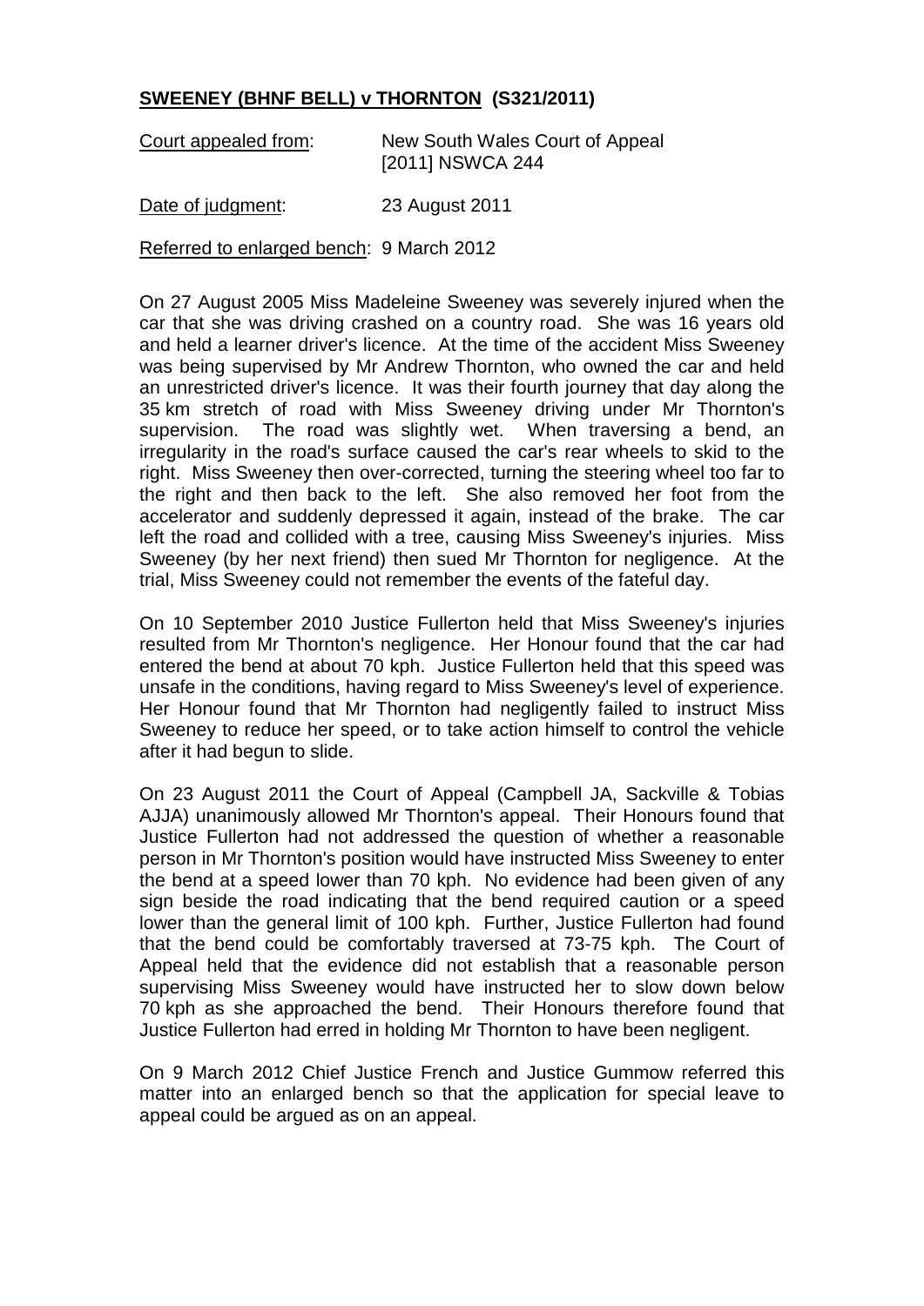**SWEENEY (BHNF BELL) v THORNTON (S321/2011)**

Court appealed from: New South Wales Court of Appeal [2011] NSWCA 244

Date of judgment: 23 August 2011

Referred to enlarged bench: 9 March 2012

On 27 August 2005 Miss Madeleine Sweeney was severely injured when the car that she was driving crashed on a country road. She was 16 years old and held a learner driver's licence. At the time of the accident Miss Sweeney was being supervised by Mr Andrew Thornton, who owned the car and held an unrestricted driver's licence. It was their fourth journey that day along the 35 km stretch of road with Miss Sweeney driving under Mr Thornton's supervision. The road was slightly wet. When traversing a bend, an irregularity in the road's surface caused the car's rear wheels to skid to the right. Miss Sweeney then over-corrected, turning the steering wheel too far to the right and then back to the left. She also removed her foot from the accelerator and suddenly depressed it again, instead of the brake. The car left the road and collided with a tree, causing Miss Sweeney's injuries. Miss Sweeney (by her next friend) then sued Mr Thornton for negligence. At the trial, Miss Sweeney could not remember the events of the fateful day.

On 10 September 2010 Justice Fullerton held that Miss Sweeney's injuries resulted from Mr Thornton's negligence. Her Honour found that the car had entered the bend at about 70 kph. Justice Fullerton held that this speed was unsafe in the conditions, having regard to Miss Sweeney's level of experience. Her Honour found that Mr Thornton had negligently failed to instruct Miss Sweeney to reduce her speed, or to take action himself to control the vehicle after it had begun to slide.

On 23 August 2011 the Court of Appeal (Campbell JA, Sackville & Tobias AJJA) unanimously allowed Mr Thornton's appeal. Their Honours found that Justice Fullerton had not addressed the question of whether a reasonable person in Mr Thornton's position would have instructed Miss Sweeney to enter the bend at a speed lower than 70 kph. No evidence had been given of any sign beside the road indicating that the bend required caution or a speed lower than the general limit of 100 kph. Further, Justice Fullerton had found that the bend could be comfortably traversed at 73-75 kph. The Court of Appeal held that the evidence did not establish that a reasonable person supervising Miss Sweeney would have instructed her to slow down below 70 kph as she approached the bend. Their Honours therefore found that Justice Fullerton had erred in holding Mr Thornton to have been negligent.

On 9 March 2012 Chief Justice French and Justice Gummow referred this matter into an enlarged bench so that the application for special leave to appeal could be argued as on an appeal.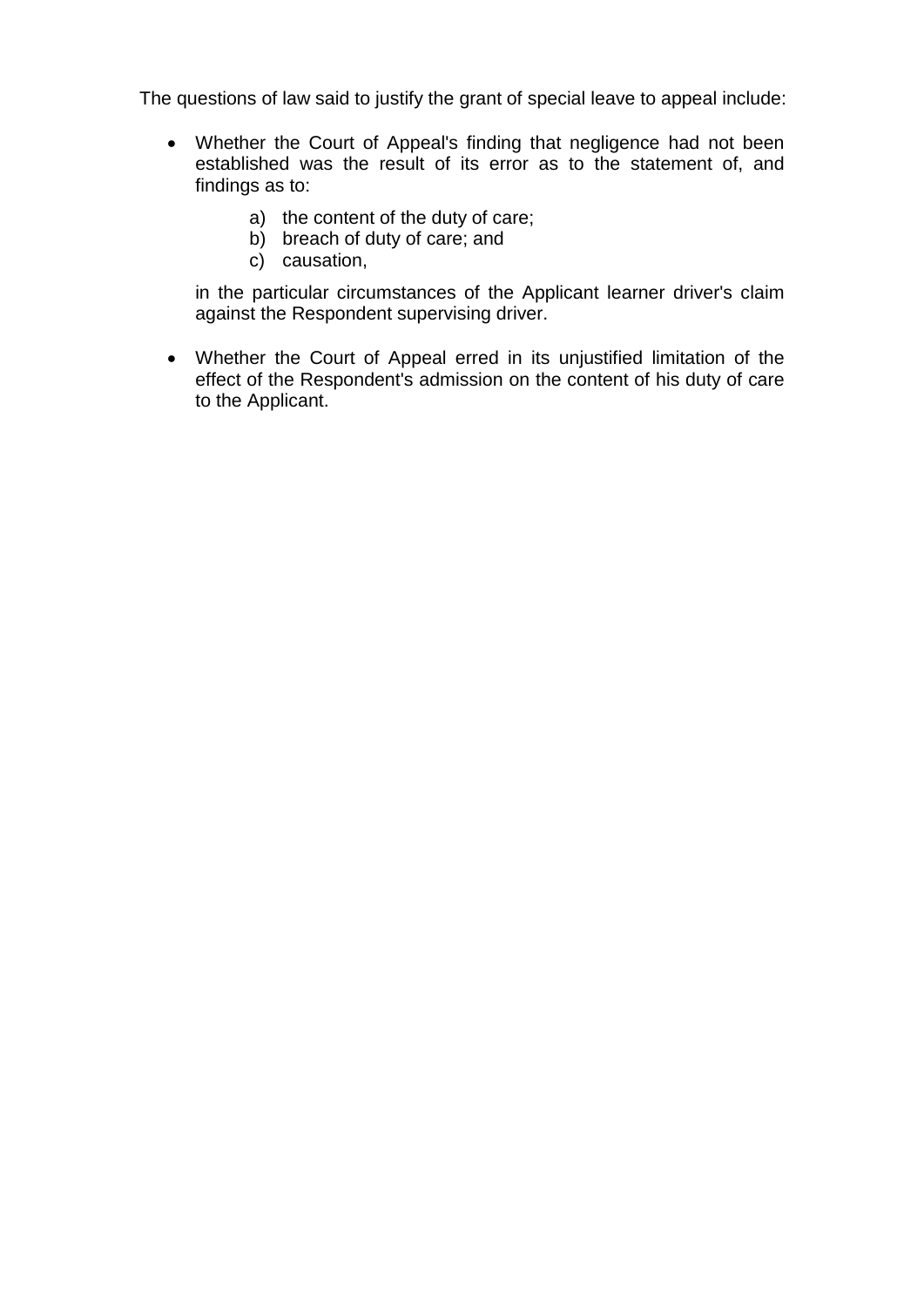The questions of law said to justify the grant of special leave to appeal include:

- Whether the Court of Appeal's finding that negligence had not been established was the result of its error as to the statement of, and findings as to:

    a) the content of the duty of care;
    b) breach of duty of care; and
    c) causation,

  in the particular circumstances of the Applicant learner driver's claim against the Respondent supervising driver.

- Whether the Court of Appeal erred in its unjustified limitation of the effect of the Respondent's admission on the content of his duty of care to the Applicant.